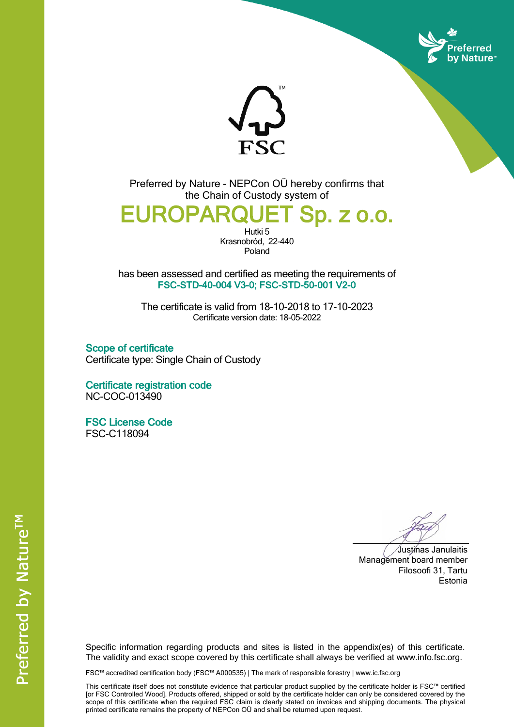Preferred by Nature - NEPCon OÜ hereby confirms that the Chain of Custody system of

# EUROPARQUET Sp. z o.o.

Hutki 5
Krasnobród, 22-440
Poland

has been assessed and certified as meeting the requirements of
**FSC-STD-40-004 V3-0; FSC-STD-50-001 V2-0**

The certificate is valid from 18-10-2018 to 17-10-2023
Certificate version date: 18-05-2022

## Scope of certificate

Certificate type: Single Chain of Custody

## Certificate registration code

NC-COC-013490

## FSC License Code

FSC-C118094

Justinas Janulaitis
Management board member
Filosoofi 31, Tartu
Estonia

Specific information regarding products and sites is listed in the appendix(es) of this certificate. The validity and exact scope covered by this certificate shall always be verified at www.info.fsc.org.

FSC™ accredited certification body (FSC™ A000535) | The mark of responsible forestry | www.ic.fsc.org

This certificate itself does not constitute evidence that particular product supplied by the certificate holder is FSC™ certified [or FSC Controlled Wood]. Products offered, shipped or sold by the certificate holder can only be considered covered by the scope of this certificate when the required FSC claim is clearly stated on invoices and shipping documents. The physical printed certificate remains the property of NEPCon OÜ and shall be returned upon request.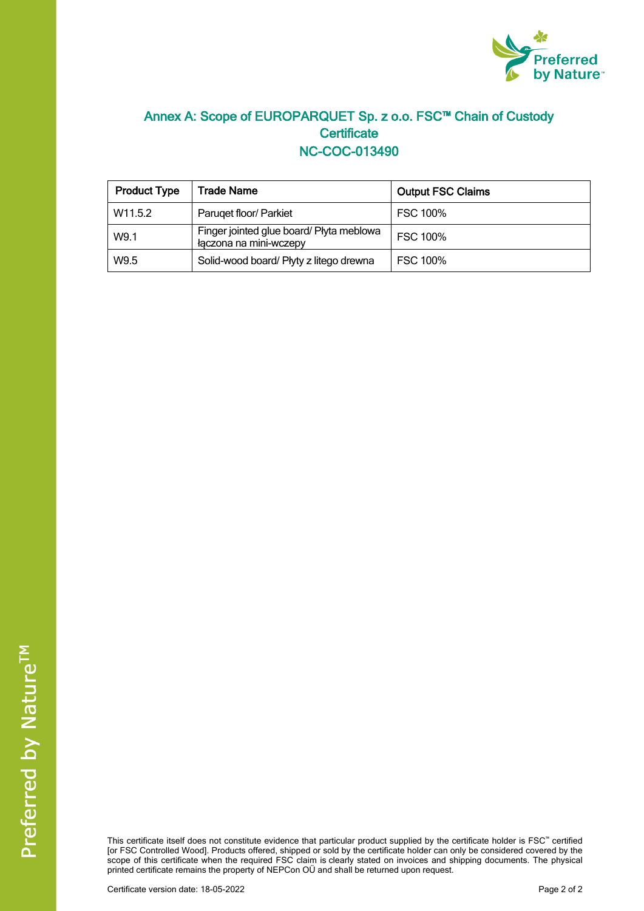## Annex A: Scope of EUROPARQUET Sp. z o.o. FSC™ Chain of Custody Certificate NC-COC-013490

| Product Type | Trade Name | Output FSC Claims |
|---|---|---|
| W11.5.2 | Paruqet floor/ Parkiet | FSC 100% |
| W9.1 | Finger jointed glue board/ Płyta meblowa łączona na mini-wczepy | FSC 100% |
| W9.5 | Solid-wood board/ Płyty z litego drewna | FSC 100% |

This certificate itself does not constitute evidence that particular product supplied by the certificate holder is FSC™ certified [or FSC Controlled Wood]. Products offered, shipped or sold by the certificate holder can only be considered covered by the scope of this certificate when the required FSC claim is clearly stated on invoices and shipping documents. The physical printed certificate remains the property of NEPCon OÜ and shall be returned upon request.

Certificate version date: 18-05-2022